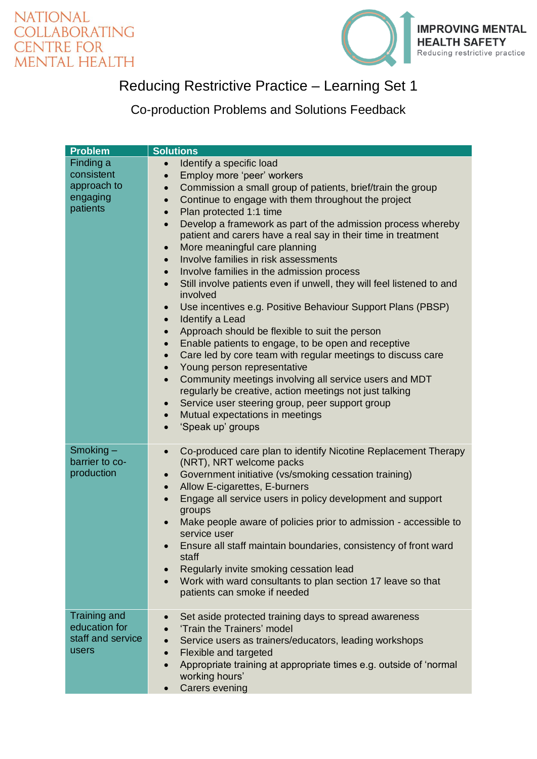NATIONAL COLLABORATING CENTRE FOR MENTAL HEALTH

IMPROVING MENTAL HEALTH SAFETY
Reducing restrictive practice

# Reducing Restrictive Practice – Learning Set 1

## Co-production Problems and Solutions Feedback

| Problem | Solutions |
|---|---|
| Finding a consistent approach to engaging patients | • Identify a specific load<br>• Employ more 'peer' workers<br>• Commission a small group of patients, brief/train the group<br>• Continue to engage with them throughout the project<br>• Plan protected 1:1 time<br>• Develop a framework as part of the admission process whereby patient and carers have a real say in their time in treatment<br>• More meaningful care planning<br>• Involve families in risk assessments<br>• Involve families in the admission process<br>• Still involve patients even if unwell, they will feel listened to and involved<br>• Use incentives e.g. Positive Behaviour Support Plans (PBSP)<br>• Identify a Lead<br>• Approach should be flexible to suit the person<br>• Enable patients to engage, to be open and receptive<br>• Care led by core team with regular meetings to discuss care<br>• Young person representative<br>• Community meetings involving all service users and MDT regularly be creative, action meetings not just talking<br>• Service user steering group, peer support group<br>• Mutual expectations in meetings<br>• 'Speak up' groups |
| Smoking – barrier to co-production | • Co-produced care plan to identify Nicotine Replacement Therapy (NRT), NRT welcome packs<br>• Government initiative (vs/smoking cessation training)<br>• Allow E-cigarettes, E-burners<br>• Engage all service users in policy development and support groups<br>• Make people aware of policies prior to admission - accessible to service user<br>• Ensure all staff maintain boundaries, consistency of front ward staff<br>• Regularly invite smoking cessation lead<br>• Work with ward consultants to plan section 17 leave so that patients can smoke if needed |
| Training and education for staff and service users | • Set aside protected training days to spread awareness<br>• 'Train the Trainers' model<br>• Service users as trainers/educators, leading workshops<br>• Flexible and targeted<br>• Appropriate training at appropriate times e.g. outside of 'normal working hours'<br>• Carers evening |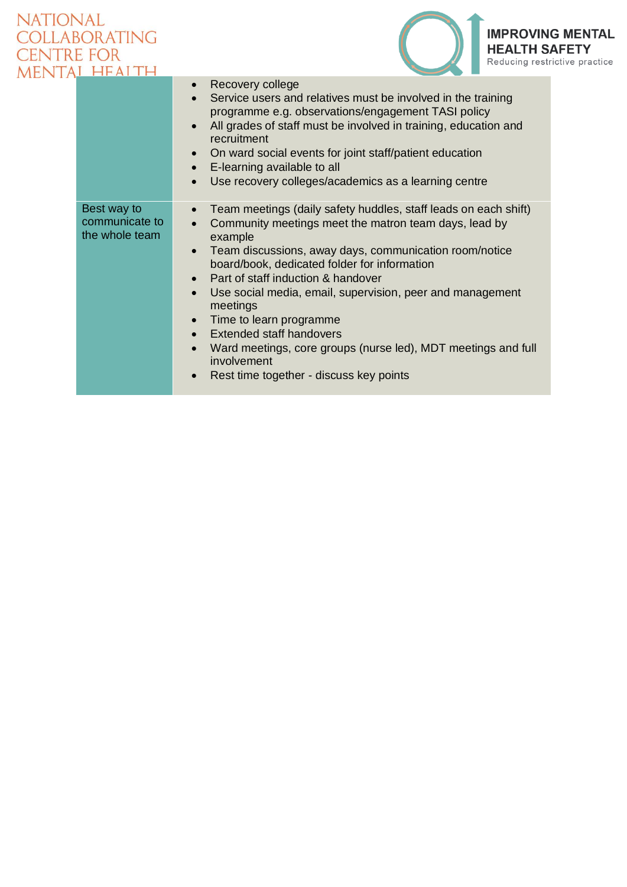| | |
|---|---|
| | • Recovery college<br>• Service users and relatives must be involved in the training programme e.g. observations/engagement TASI policy<br>• All grades of staff must be involved in training, education and recruitment<br>• On ward social events for joint staff/patient education<br>• E-learning available to all<br>• Use recovery colleges/academics as a learning centre |
| Best way to communicate to the whole team | • Team meetings (daily safety huddles, staff leads on each shift)<br>• Community meetings meet the matron team days, lead by example<br>• Team discussions, away days, communication room/notice board/book, dedicated folder for information<br>• Part of staff induction & handover<br>• Use social media, email, supervision, peer and management meetings<br>• Time to learn programme<br>• Extended staff handovers<br>• Ward meetings, core groups (nurse led), MDT meetings and full involvement<br>• Rest time together - discuss key points |